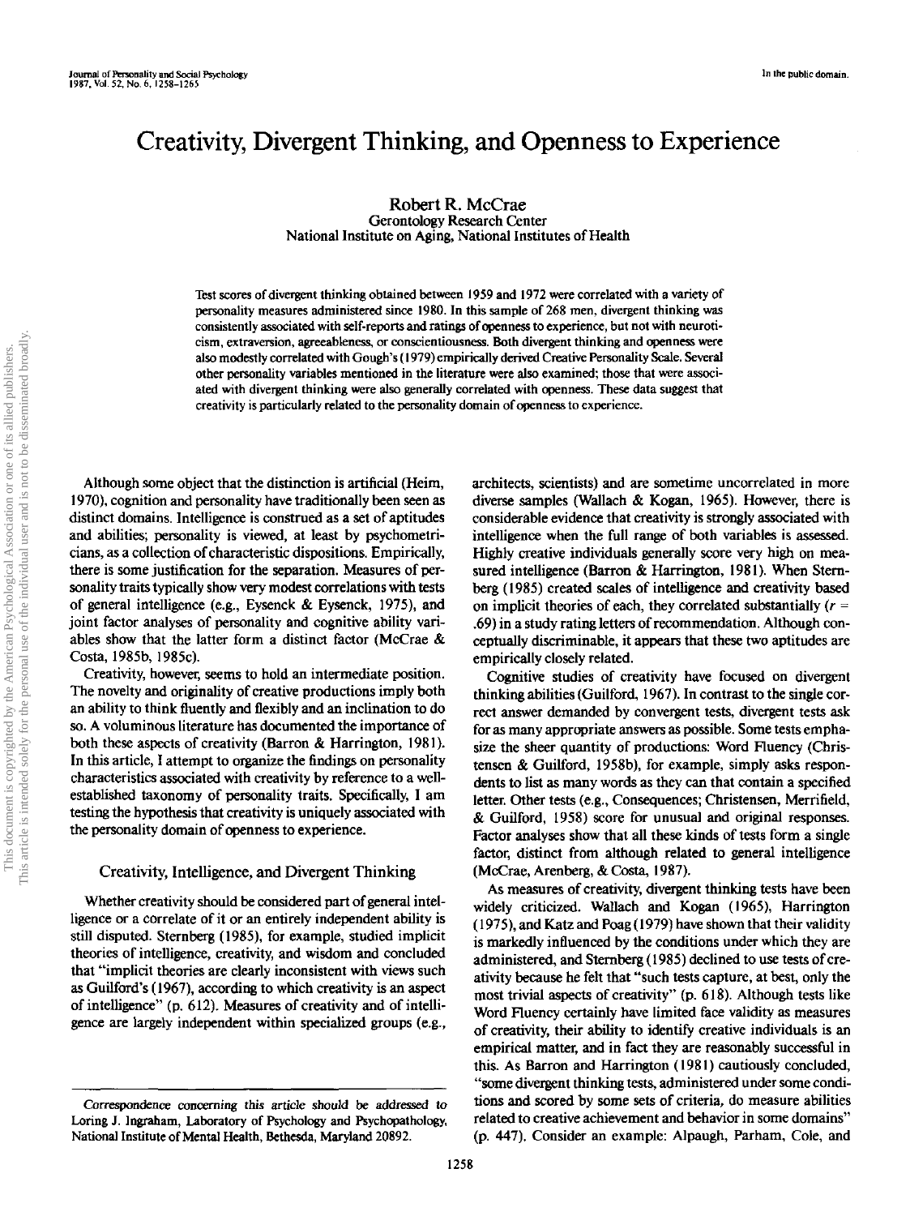# Creativity, Divergent Thinking, and Openness to Experience

Robert R. McCrae
Gerontology Research Center
National Institute on Aging, National Institutes of Health

Test scores of divergent thinking obtained between 1959 and 1972 were correlated with a variety of personality measures administered since 1980. In this sample of 268 men, divergent thinking was consistently associated with self-reports and ratings of openness to experience, but not with neuroticism, extraversion, agreeableness, or conscientiousness. Both divergent thinking and openness were also modestly correlated with Gough's (1979) empirically derived Creative Personality Scale. Several other personality variables mentioned in the literature were also examined; those that were associated with divergent thinking were also generally correlated with openness. These data suggest that creativity is particularly related to the personality domain of openness to experience.

Although some object that the distinction is artificial (Heim, 1970), cognition and personality have traditionally been seen as distinct domains. Intelligence is construed as a set of aptitudes and abilities; personality is viewed, at least by psychometricians, as a collection of characteristic dispositions. Empirically, there is some justification for the separation. Measures of personality traits typically show very modest correlations with tests of general intelligence (e.g., Eysenck & Eysenck, 1975), and joint factor analyses of personality and cognitive ability variables show that the latter form a distinct factor (McCrae & Costa, 1985b, 1985c).

Creativity, however, seems to hold an intermediate position. The novelty and originality of creative productions imply both an ability to think fluently and flexibly and an inclination to do so. A voluminous literature has documented the importance of both these aspects of creativity (Barron & Harrington, 1981). In this article, I attempt to organize the findings on personality characteristics associated with creativity by reference to a well-established taxonomy of personality traits. Specifically, I am testing the hypothesis that creativity is uniquely associated with the personality domain of openness to experience.

## Creativity, Intelligence, and Divergent Thinking

Whether creativity should be considered part of general intelligence or a correlate of it or an entirely independent ability is still disputed. Sternberg (1985), for example, studied implicit theories of intelligence, creativity, and wisdom and concluded that "implicit theories are clearly inconsistent with views such as Guilford's (1967), according to which creativity is an aspect of intelligence" (p. 612). Measures of creativity and of intelligence are largely independent within specialized groups (e.g., architects, scientists) and are sometime uncorrelated in more diverse samples (Wallach & Kogan, 1965). However, there is considerable evidence that creativity is strongly associated with intelligence when the full range of both variables is assessed. Highly creative individuals generally score very high on measured intelligence (Barron & Harrington, 1981). When Sternberg (1985) created scales of intelligence and creativity based on implicit theories of each, they correlated substantially ($r = .69$) in a study rating letters of recommendation. Although conceptually discriminable, it appears that these two aptitudes are empirically closely related.

Cognitive studies of creativity have focused on divergent thinking abilities (Guilford, 1967). In contrast to the single correct answer demanded by convergent tests, divergent tests ask for as many appropriate answers as possible. Some tests emphasize the sheer quantity of productions: Word Fluency (Christensen & Guilford, 1958b), for example, simply asks respondents to list as many words as they can that contain a specified letter. Other tests (e.g., Consequences; Christensen, Merrifield, & Guilford, 1958) score for unusual and original responses. Factor analyses show that all these kinds of tests form a single factor, distinct from although related to general intelligence (McCrae, Arenberg, & Costa, 1987).

As measures of creativity, divergent thinking tests have been widely criticized. Wallach and Kogan (1965), Harrington (1975), and Katz and Poag (1979) have shown that their validity is markedly influenced by the conditions under which they are administered, and Sternberg (1985) declined to use tests of creativity because he felt that "such tests capture, at best, only the most trivial aspects of creativity" (p. 618). Although tests like Word Fluency certainly have limited face validity as measures of creativity, their ability to identify creative individuals is an empirical matter, and in fact they are reasonably successful in this. As Barron and Harrington (1981) cautiously concluded, "some divergent thinking tests, administered under some conditions and scored by some sets of criteria, do measure abilities related to creative achievement and behavior in some domains" (p. 447). Consider an example: Alpaugh, Parham, Cole, and

Correspondence concerning this article should be addressed to Loring J. Ingraham, Laboratory of Psychology and Psychopathology, National Institute of Mental Health, Bethesda, Maryland 20892.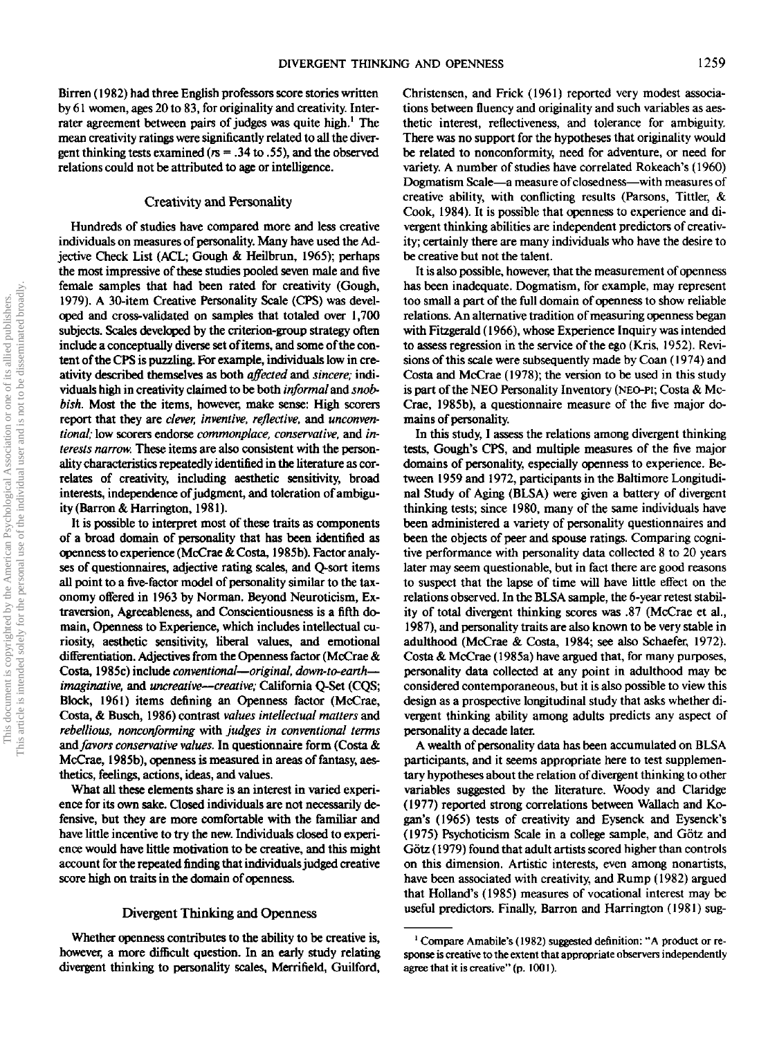Birren (1982) had three English professors score stories written by 61 women, ages 20 to 83, for originality and creativity. Interrater agreement between pairs of judges was quite high.[1] The mean creativity ratings were significantly related to all the divergent thinking tests examined ($rs$ = .34 to .55), and the observed relations could not be attributed to age or intelligence.

## Creativity and Personality

Hundreds of studies have compared more and less creative individuals on measures of personality. Many have used the Adjective Check List (ACL; Gough & Heilbrun, 1965); perhaps the most impressive of these studies pooled seven male and five female samples that had been rated for creativity (Gough, 1979). A 30-item Creative Personality Scale (CPS) was developed and cross-validated on samples that totaled over 1,700 subjects. Scales developed by the criterion-group strategy often include a conceptually diverse set of items, and some of the content of the CPS is puzzling. For example, individuals low in creativity described themselves as both *affected* and *sincere;* individuals high in creativity claimed to be both *informal* and *snobbish.* Most the the items, however, make sense: High scorers report that they are *clever, inventive, reflective,* and *unconventional;* low scorers endorse *commonplace, conservative,* and *interests narrow.* These items are also consistent with the personality characteristics repeatedly identified in the literature as correlates of creativity, including aesthetic sensitivity, broad interests, independence of judgment, and toleration of ambiguity (Barron & Harrington, 1981).

It is possible to interpret most of these traits as components of a broad domain of personality that has been identified as openness to experience (McCrae & Costa, 1985b). Factor analyses of questionnaires, adjective rating scales, and Q-sort items all point to a five-factor model of personality similar to the taxonomy offered in 1963 by Norman. Beyond Neuroticism, Extraversion, Agreeableness, and Conscientiousness is a fifth domain, Openness to Experience, which includes intellectual curiosity, aesthetic sensitivity, liberal values, and emotional differentiation. Adjectives from the Openness factor (McCrae & Costa, 1985c) include *conventional—original, down-to-earth—imaginative,* and *uncreative—creative;* California Q-Set (CQS; Block, 1961) items defining an Openness factor (McCrae, Costa, & Busch, 1986) contrast *values intellectual matters* and *rebellious, nonconforming* with *judges in conventional terms* and *favors conservative values.* In questionnaire form (Costa & McCrae, 1985b), openness is measured in areas of fantasy, aesthetics, feelings, actions, ideas, and values.

What all these elements share is an interest in varied experience for its own sake. Closed individuals are not necessarily defensive, but they are more comfortable with the familiar and have little incentive to try the new. Individuals closed to experience would have little motivation to be creative, and this might account for the repeated finding that individuals judged creative score high on traits in the domain of openness.

## Divergent Thinking and Openness

Whether openness contributes to the ability to be creative is, however, a more difficult question. In an early study relating divergent thinking to personality scales, Merrifield, Guilford, Christensen, and Frick (1961) reported very modest associations between fluency and originality and such variables as aesthetic interest, reflectiveness, and tolerance for ambiguity. There was no support for the hypotheses that originality would be related to nonconformity, need for adventure, or need for variety. A number of studies have correlated Rokeach's (1960) Dogmatism Scale—a measure of closedness—with measures of creative ability, with conflicting results (Parsons, Tittler, & Cook, 1984). It is possible that openness to experience and divergent thinking abilities are independent predictors of creativity; certainly there are many individuals who have the desire to be creative but not the talent.

It is also possible, however, that the measurement of openness has been inadequate. Dogmatism, for example, may represent too small a part of the full domain of openness to show reliable relations. An alternative tradition of measuring openness began with Fitzgerald (1966), whose Experience Inquiry was intended to assess regression in the service of the ego (Kris, 1952). Revisions of this scale were subsequently made by Coan (1974) and Costa and McCrae (1978); the version to be used in this study is part of the NEO Personality Inventory (NEO-PI; Costa & McCrae, 1985b), a questionnaire measure of the five major domains of personality.

In this study, I assess the relations among divergent thinking tests, Gough's CPS, and multiple measures of the five major domains of personality, especially openness to experience. Between 1959 and 1972, participants in the Baltimore Longitudinal Study of Aging (BLSA) were given a battery of divergent thinking tests; since 1980, many of the same individuals have been administered a variety of personality questionnaires and been the objects of peer and spouse ratings. Comparing cognitive performance with personality data collected 8 to 20 years later may seem questionable, but in fact there are good reasons to suspect that the lapse of time will have little effect on the relations observed. In the BLSA sample, the 6-year retest stability of total divergent thinking scores was .87 (McCrae et al., 1987), and personality traits are also known to be very stable in adulthood (McCrae & Costa, 1984; see also Schaefer, 1972). Costa & McCrae (1985a) have argued that, for many purposes, personality data collected at any point in adulthood may be considered contemporaneous, but it is also possible to view this design as a prospective longitudinal study that asks whether divergent thinking ability among adults predicts any aspect of personality a decade later.

A wealth of personality data has been accumulated on BLSA participants, and it seems appropriate here to test supplementary hypotheses about the relation of divergent thinking to other variables suggested by the literature. Woody and Claridge (1977) reported strong correlations between Wallach and Kogan's (1965) tests of creativity and Eysenck and Eysenck's (1975) Psychoticism Scale in a college sample, and Götz and Götz (1979) found that adult artists scored higher than controls on this dimension. Artistic interests, even among nonartists, have been associated with creativity, and Rump (1982) argued that Holland's (1985) measures of vocational interest may be useful predictors. Finally, Barron and Harrington (1981) sug-

[1] Compare Amabile's (1982) suggested definition: "A product or response is creative to the extent that appropriate observers independently agree that it is creative" (p. 1001).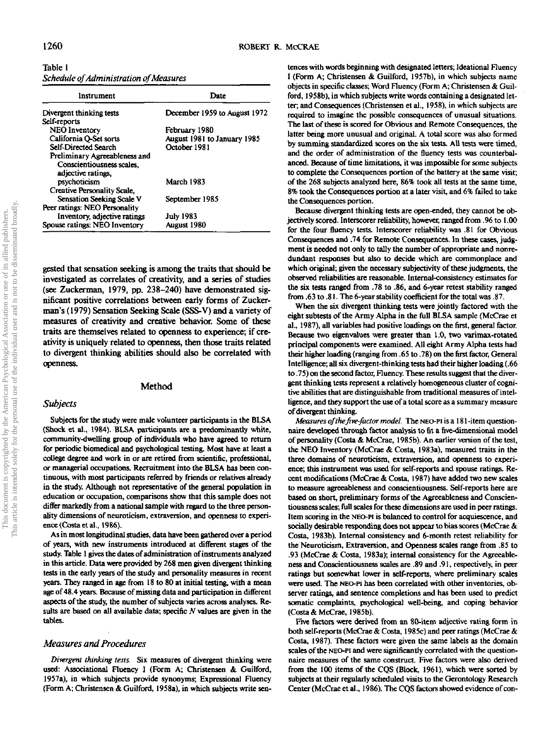Table 1
*Schedule of Administration of Measures*

| Instrument | Date |
|---|---|
| Divergent thinking tests | December 1959 to August 1972 |
| Self-reports | |
| NEO Inventory | February 1980 |
| California Q-Set sorts | August 1981 to January 1985 |
| Self-Directed Search | October 1981 |
| Preliminary Agreeableness and Conscientiousness scales, adjective ratings, psychoticism | March 1983 |
| Creative Personality Scale, Sensation Seeking Scale V | September 1985 |
| Peer ratings: NEO Personality Inventory, adjective ratings | July 1983 |
| Spouse ratings: NEO Inventory | August 1980 |

gested that sensation seeking is among the traits that should be investigated as correlates of creativity, and a series of studies (see Zuckerman, 1979, pp. 238–240) have demonstrated significant positive correlations between early forms of Zuckerman's (1979) Sensation Seeking Scale (SSS-V) and a variety of measures of creativity and creative behavior. Some of these traits are themselves related to openness to experience; if creativity is uniquely related to openness, then those traits related to divergent thinking abilities should also be correlated with openness.

## Method

### Subjects

Subjects for the study were male volunteer participants in the BLSA (Shock et al., 1984). BLSA participants are a predominantly white, community-dwelling group of individuals who have agreed to return for periodic biomedical and psychological testing. Most have at least a college degree and work in or are retired from scientific, professional, or managerial occupations. Recruitment into the BLSA has been continuous, with most participants referred by friends or relatives already in the study. Although not representative of the general population in education or occupation, comparisons show that this sample does not differ markedly from a national sample with regard to the three personality dimensions of neuroticism, extraversion, and openness to experience (Costa et al., 1986).

As in most longitudinal studies, data have been gathered over a period of years, with new instruments introduced at different stages of the study. Table 1 gives the dates of administration of instruments analyzed in this article. Data were provided by 268 men given divergent thinking tests in the early years of the study and personality measures in recent years. They ranged in age from 18 to 80 at initial testing, with a mean age of 48.4 years. Because of missing data and participation in different aspects of the study, the number of subjects varies across analyses. Results are based on all available data; specific $N$ values are given in the tables.

### Measures and Procedures

*Divergent thinking tests.* Six measures of divergent thinking were used: Associational Fluency I (Form A; Christensen & Guilford, 1957a), in which subjects provide synonyms; Expressional Fluency (Form A; Christensen & Guilford, 1958a), in which subjects write sentences with words beginning with designated letters; Ideational Fluency I (Form A; Christensen & Guilford, 1957b), in which subjects name objects in specific classes; Word Fluency (Form A; Christensen & Guilford, 1958b), in which subjects write words containing a designated letter; and Consequences (Christensen et al., 1958), in which subjects are required to imagine the possible consequences of unusual situations. The last of these is scored for Obvious and Remote Consequences, the latter being more unusual and original. A total score was also formed by summing standardized scores on the six tests. All tests were timed, and the order of administration of the fluency tests was counterbalanced. Because of time limitations, it was impossible for some subjects to complete the Consequences portion of the battery at the same visit; of the 268 subjects analyzed here, 86% took all tests at the same time, 8% took the Consequences portion at a later visit, and 6% failed to take the Consequences portion.

Because divergent thinking tests are open-ended, they cannot be objectively scored. Interscorer reliability, however, ranged from .96 to 1.00 for the four fluency tests. Interscorer reliability was .81 for Obvious Consequences and .74 for Remote Consequences. In these cases, judgment is needed not only to tally the number of appropriate and nonredundant responses but also to decide which are commonplace and which original; given the necessary subjectivity of these judgments, the observed reliabilities are reasonable. Internal-consistency estimates for the six tests ranged from .78 to .86, and 6-year retest stability ranged from .63 to .81. The 6-year stability coefficient for the total was .87.

When the six divergent thinking tests were jointly factored with the eight subtests of the Army Alpha in the full BLSA sample (McCrae et al., 1987), all variables had positive loadings on the first, general factor. Because two eigenvalues were greater than 1.0, two varimax-rotated principal components were examined. All eight Army Alpha tests had their higher loading (ranging from .65 to .78) on the first factor, General Intelligence; all six divergent-thinking tests had their higher loading (.66 to .75) on the second factor, Fluency. These results suggest that the divergent thinking tests represent a relatively homogeneous cluster of cognitive abilities that are distinguishable from traditional measures of intelligence, and they support the use of a total score as a summary measure of divergent thinking.

*Measures of the five-factor model.* The NEO-PI is a 181-item questionnaire developed through factor analysis to fit a five-dimensional model of personality (Costa & McCrae, 1985b). An earlier version of the test, the NEO Inventory (McCrae & Costa, 1983a), measured traits in the three domains of neuroticism, extraversion, and openness to experience; this instrument was used for self-reports and spouse ratings. Recent modifications (McCrae & Costa, 1987) have added two new scales to measure agreeableness and conscientiousness. Self-reports here are based on short, preliminary forms of the Agreeableness and Conscientiousness scales; full scales for these dimensions are used in peer ratings. Item scoring in the NEO-PI is balanced to control for acquiescence, and socially desirable responding does not appear to bias scores (McCrae & Costa, 1983b). Internal consistency and 6-month retest reliability for the Neuroticism, Extraversion, and Openness scales range from .85 to .93 (McCrae & Costa, 1983a); internal consistency for the Agreeableness and Conscientiousness scales are .89 and .91, respectively, in peer ratings but somewhat lower in self-reports, where preliminary scales were used. The NEO-PI has been correlated with other inventories, observer ratings, and sentence completions and has been used to predict somatic complaints, psychological well-being, and coping behavior (Costa & McCrae, 1985b).

Five factors were derived from an 80-item adjective rating form in both self-reports (McCrae & Costa, 1985c) and peer ratings (McCrae & Costa, 1987). These factors were given the same labels as the domain scales of the NEO-PI and were significantly correlated with the questionnaire measures of the same construct. Five factors were also derived from the 100 items of the CQS (Block, 1961), which were sorted by subjects at their regularly scheduled visits to the Gerontology Research Center (McCrae et al., 1986). The CQS factors showed evidence of con-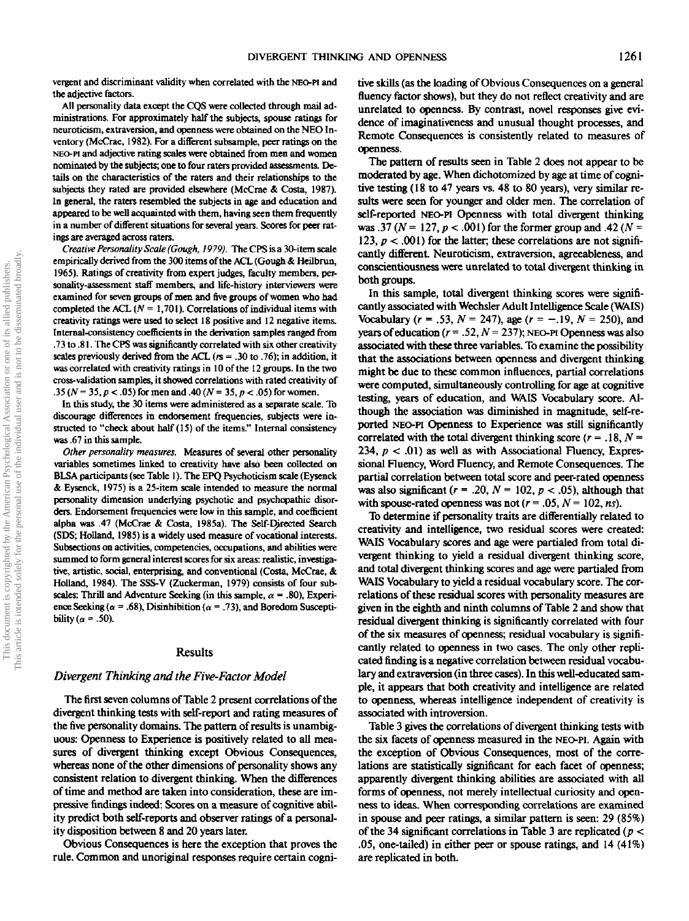vergent and discriminant validity when correlated with the NEO-PI and the adjective factors.

All personality data except the CQS were collected through mail administrations. For approximately half the subjects, spouse ratings for neuroticism, extraversion, and openness were obtained on the NEO Inventory (McCrae, 1982). For a different subsample, peer ratings on the NEO-PI and adjective rating scales were obtained from men and women nominated by the subjects; one to four raters provided assessments. Details on the characteristics of the raters and their relationships to the subjects they rated are provided elsewhere (McCrae & Costa, 1987). In general, the raters resembled the subjects in age and education and appeared to be well acquainted with them, having seen them frequently in a number of different situations for several years. Scores for peer ratings are averaged across raters.

*Creative Personality Scale (Gough, 1979).* The CPS is a 30-item scale empirically derived from the 300 items of the ACL (Gough & Heilbrun, 1965). Ratings of creativity from expert judges, faculty members, personality-assessment staff members, and life-history interviewers were examined for seven groups of men and five groups of women who had completed the ACL ($N = 1{,}701$). Correlations of individual items with creativity ratings were used to select 18 positive and 12 negative items. Internal-consistency coefficients in the derivation samples ranged from .73 to .81. The CPS was significantly correlated with six other creativity scales previously derived from the ACL ($rs = .30$ to $.76$); in addition, it was correlated with creativity ratings in 10 of the 12 groups. In the two cross-validation samples, it showed correlations with rated creativity of .35 ($N = 35$, $p < .05$) for men and .40 ($N = 35$, $p < .05$) for women.

In this study, the 30 items were administered as a separate scale. To discourage differences in endorsement frequencies, subjects were instructed to "check about half (15) of the items." Internal consistency was .67 in this sample.

*Other personality measures.* Measures of several other personality variables sometimes linked to creativity have also been collected on BLSA participants (see Table 1). The EPQ Psychoticism scale (Eysenck & Eysenck, 1975) is a 25-item scale intended to measure the normal personality dimension underlying psychotic and psychopathic disorders. Endorsement frequencies were low in this sample, and coefficient alpha was .47 (McCrae & Costa, 1985a). The Self-Directed Search (SDS; Holland, 1985) is a widely used measure of vocational interests. Subsections on activities, competencies, occupations, and abilities were summed to form general interest scores for six areas: realistic, investigative, artistic, social, enterprising, and conventional (Costa, McCrae, & Holland, 1984). The SSS-V (Zuckerman, 1979) consists of four subscales: Thrill and Adventure Seeking (in this sample, $\alpha = .80$), Experience Seeking ($\alpha = .68$), Disinhibition ($\alpha = .73$), and Boredom Susceptibility ($\alpha = .50$).

## Results

### Divergent Thinking and the Five-Factor Model

The first seven columns of Table 2 present correlations of the divergent thinking tests with self-report and rating measures of the five personality domains. The pattern of results is unambiguous: Openness to Experience is positively related to all measures of divergent thinking except Obvious Consequences, whereas none of the other dimensions of personality shows any consistent relation to divergent thinking. When the differences of time and method are taken into consideration, these are impressive findings indeed: Scores on a measure of cognitive ability predict both self-reports and observer ratings of a personality disposition between 8 and 20 years later.

Obvious Consequences is here the exception that proves the rule. Common and unoriginal responses require certain cognitive skills (as the loading of Obvious Consequences on a general fluency factor shows), but they do not reflect creativity and are unrelated to openness. By contrast, novel responses give evidence of imaginativeness and unusual thought processes, and Remote Consequences is consistently related to measures of openness.

The pattern of results seen in Table 2 does not appear to be moderated by age. When dichotomized by age at time of cognitive testing (18 to 47 years vs. 48 to 80 years), very similar results were seen for younger and older men. The correlation of self-reported NEO-PI Openness with total divergent thinking was .37 ($N = 127$, $p < .001$) for the former group and .42 ($N = 123$, $p < .001$) for the latter; these correlations are not significantly different. Neuroticism, extraversion, agreeableness, and conscientiousness were unrelated to total divergent thinking in both groups.

In this sample, total divergent thinking scores were significantly associated with Wechsler Adult Intelligence Scale (WAIS) Vocabulary ($r = .53$, $N = 247$), age ($r = -.19$, $N = 250$), and years of education ($r = .52$, $N = 237$); NEO-PI Openness was also associated with these three variables. To examine the possibility that the associations between openness and divergent thinking might be due to these common influences, partial correlations were computed, simultaneously controlling for age at cognitive testing, years of education, and WAIS Vocabulary score. Although the association was diminished in magnitude, self-reported NEO-PI Openness to Experience was still significantly correlated with the total divergent thinking score ($r = .18$, $N = 234$, $p < .01$) as well as with Associational Fluency, Expressional Fluency, Word Fluency, and Remote Consequences. The partial correlation between total score and peer-rated openness was also significant ($r = .20$, $N = 102$, $p < .05$), although that with spouse-rated openness was not ($r = .05$, $N = 102$, *ns*).

To determine if personality traits are differentially related to creativity and intelligence, two residual scores were created: WAIS Vocabulary scores and age were partialed from total divergent thinking to yield a residual divergent thinking score, and total divergent thinking scores and age were partialed from WAIS Vocabulary to yield a residual vocabulary score. The correlations of these residual scores with personality measures are given in the eighth and ninth columns of Table 2 and show that residual divergent thinking is significantly correlated with four of the six measures of openness; residual vocabulary is significantly related to openness in two cases. The only other replicated finding is a negative correlation between residual vocabulary and extraversion (in three cases). In this well-educated sample, it appears that both creativity and intelligence are related to openness, whereas intelligence independent of creativity is associated with introversion.

Table 3 gives the correlations of divergent thinking tests with the six facets of openness measured in the NEO-PI. Again with the exception of Obvious Consequences, most of the correlations are statistically significant for each facet of openness; apparently divergent thinking abilities are associated with all forms of openness, not merely intellectual curiosity and openness to ideas. When corresponding correlations are examined in spouse and peer ratings, a similar pattern is seen: 29 (85%) of the 34 significant correlations in Table 3 are replicated ($p < .05$, one-tailed) in either peer or spouse ratings, and 14 (41%) are replicated in both.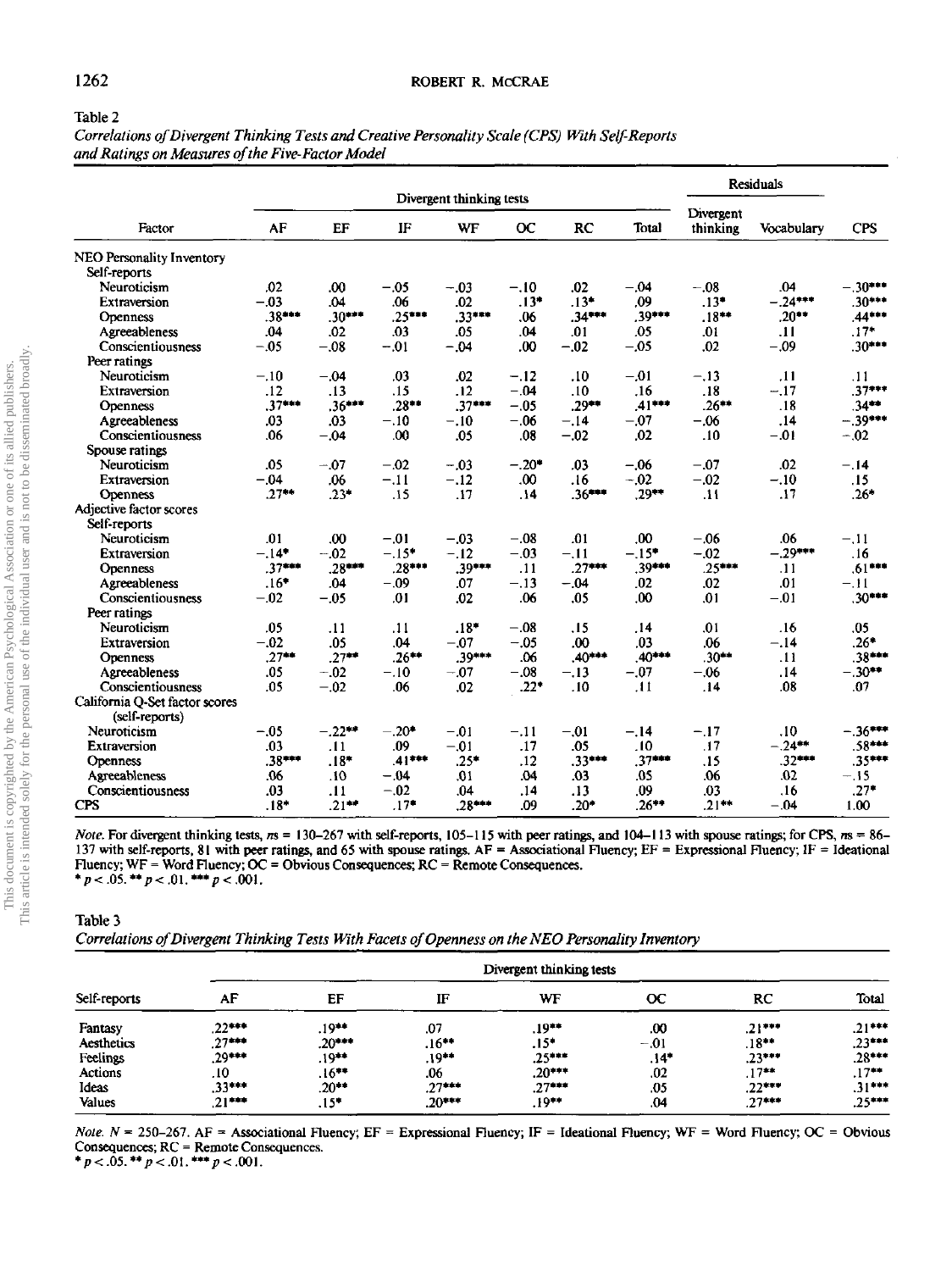Table 2
*Correlations of Divergent Thinking Tests and Creative Personality Scale (CPS) With Self-Reports and Ratings on Measures of the Five-Factor Model*

| Factor | Divergent thinking tests | | | | | | | Residuals | | |
|---|---|---|---|---|---|---|---|---|---|---|
| | AF | EF | IF | WF | OC | RC | Total | Divergent thinking | Vocabulary | CPS |
| NEO Personality Inventory | | | | | | | | | | |
| Self-reports | | | | | | | | | | |
| Neuroticism | .02 | .00 | −.05 | −.03 | −.10 | .02 | −.04 | −.08 | .04 | −.30*** |
| Extraversion | −.03 | .04 | .06 | .02 | .13* | .13* | .09 | .13* | −.24*** | .30*** |
| Openness | .38*** | .30*** | .25*** | .33*** | .06 | .34*** | .39*** | .18** | .20** | .44*** |
| Agreeableness | .04 | .02 | .03 | .05 | .04 | .01 | .05 | .01 | .11 | .17* |
| Conscientiousness | −.05 | −.08 | −.01 | −.04 | .00 | −.02 | −.05 | .02 | −.09 | .30*** |
| Peer ratings | | | | | | | | | | |
| Neuroticism | −.10 | −.04 | .03 | .02 | −.12 | .10 | −.01 | −.13 | .11 | .11 |
| Extraversion | .12 | .13 | .15 | .12 | −.04 | .10 | .16 | .18 | −.17 | .37*** |
| Openness | .37*** | .36*** | .28** | .37*** | −.05 | .29** | .41*** | .26** | .18 | .34** |
| Agreeableness | .03 | .03 | −.10 | −.10 | −.06 | −.14 | −.07 | −.06 | .14 | −.39*** |
| Conscientiousness | .06 | −.04 | .00 | .05 | .08 | −.02 | .02 | .10 | −.01 | −.02 |
| Spouse ratings | | | | | | | | | | |
| Neuroticism | .05 | −.07 | −.02 | −.03 | −.20* | .03 | −.06 | −.07 | .02 | −.14 |
| Extraversion | −.04 | .06 | −.11 | −.12 | .00 | .16 | −.02 | −.02 | −.10 | .15 |
| Openness | .27** | .23* | .15 | .17 | .14 | .36*** | .29** | .11 | .17 | .26* |
| Adjective factor scores | | | | | | | | | | |
| Self-reports | | | | | | | | | | |
| Neuroticism | .01 | .00 | −.01 | −.03 | −.08 | .01 | .00 | −.06 | .06 | −.11 |
| Extraversion | −.14* | −.02 | −.15* | −.12 | −.03 | −.11 | −.15* | −.02 | −.29*** | .16 |
| Openness | .37*** | .28*** | .28*** | .39*** | .11 | .27*** | .39*** | .25*** | .11 | .61*** |
| Agreeableness | .16* | .04 | −.09 | .07 | −.13 | −.04 | .02 | .02 | .01 | −.11 |
| Conscientiousness | −.02 | −.05 | .01 | .02 | .06 | .05 | .00 | .01 | −.01 | .30*** |
| Peer ratings | | | | | | | | | | |
| Neuroticism | .05 | .11 | .11 | .18* | −.08 | .15 | .14 | .01 | .16 | .05 |
| Extraversion | −.02 | .05 | .04 | −.07 | −.05 | .00 | .03 | .06 | −.14 | .26* |
| Openness | .27** | .27** | .26** | .39*** | .06 | .40*** | .40*** | .30** | .11 | .38*** |
| Agreeableness | .05 | −.02 | −.10 | −.07 | −.08 | −.13 | −.07 | −.06 | .14 | −.30** |
| Conscientiousness | .05 | −.02 | .06 | .02 | .22* | .10 | .11 | .14 | .08 | .07 |
| California Q-Set factor scores (self-reports) | | | | | | | | | | |
| Neuroticism | −.05 | −.22** | −.20* | −.01 | −.11 | −.01 | −.14 | −.17 | .10 | −.36*** |
| Extraversion | .03 | .11 | .09 | −.01 | .17 | .05 | .10 | .17 | −.24** | .58*** |
| Openness | .38*** | .18* | .41*** | .25* | .12 | .33*** | .37*** | .15 | .32*** | .35*** |
| Agreeableness | .06 | .10 | −.04 | .01 | .04 | .03 | .05 | .06 | .02 | −.15 |
| Conscientiousness | .03 | .11 | −.02 | .04 | .14 | .13 | .09 | .03 | .16 | .27* |
| CPS | .18* | .21** | .17* | .28*** | .09 | .20* | .26** | .21** | −.04 | 1.00 |

*Note.* For divergent thinking tests, *ns* = 130–267 with self-reports, 105–115 with peer ratings, and 104–113 with spouse ratings; for CPS, *ns* = 86–137 with self-reports, 81 with peer ratings, and 65 with spouse ratings. AF = Associational Fluency; EF = Expressional Fluency; IF = Ideational Fluency; WF = Word Fluency; OC = Obvious Consequences; RC = Remote Consequences.
* $p < .05$. ** $p < .01$. *** $p < .001$.

Table 3
*Correlations of Divergent Thinking Tests With Facets of Openness on the NEO Personality Inventory*

| Self-reports | Divergent thinking tests | | | | | | |
|---|---|---|---|---|---|---|---|
| | AF | EF | IF | WF | OC | RC | Total |
| Fantasy | .22*** | .19** | .07 | .19** | .00 | .21*** | .21*** |
| Aesthetics | .27*** | .20*** | .16** | .15* | −.01 | .18** | .23*** |
| Feelings | .29*** | .19** | .19** | .25*** | .14* | .23*** | .28*** |
| Actions | .10 | .16** | .06 | .20*** | .02 | .17** | .17** |
| Ideas | .33*** | .20** | .27*** | .27*** | .05 | .22*** | .31*** |
| Values | .21*** | .15* | .20*** | .19** | .04 | .27*** | .25*** |

*Note.* *N* = 250–267. AF = Associational Fluency; EF = Expressional Fluency; IF = Ideational Fluency; WF = Word Fluency; OC = Obvious Consequences; RC = Remote Consequences.
* $p < .05$. ** $p < .01$. *** $p < .001$.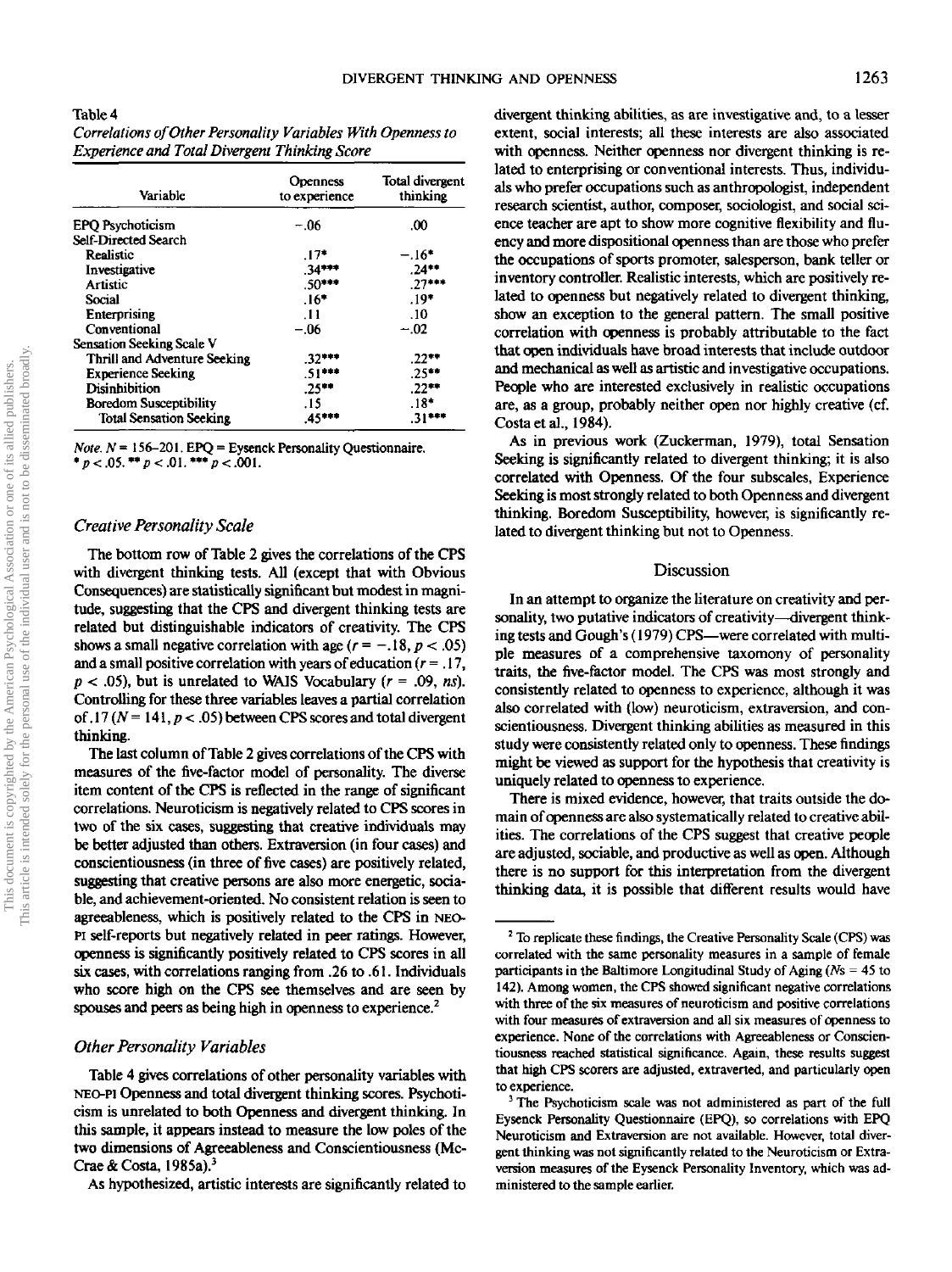Table 4
*Correlations of Other Personality Variables With Openness to Experience and Total Divergent Thinking Score*

| Variable | Openness to experience | Total divergent thinking |
|---|---|---|
| EPQ Psychoticism | −.06 | .00 |
| Self-Directed Search | | |
| Realistic | .17* | −.16* |
| Investigative | .34*** | .24** |
| Artistic | .50*** | .27*** |
| Social | .16* | .19* |
| Enterprising | .11 | .10 |
| Conventional | −.06 | −.02 |
| Sensation Seeking Scale V | | |
| Thrill and Adventure Seeking | .32*** | .22** |
| Experience Seeking | .51*** | .25** |
| Disinhibition | .25** | .22** |
| Boredom Susceptibility | .15 | .18* |
| Total Sensation Seeking | .45*** | .31*** |

*Note.* $N$ = 156–201. EPQ = Eysenck Personality Questionnaire.
* $p < .05$. ** $p < .01$. *** $p < .001$.

### Creative Personality Scale

The bottom row of Table 2 gives the correlations of the CPS with divergent thinking tests. All (except that with Obvious Consequences) are statistically significant but modest in magnitude, suggesting that the CPS and divergent thinking tests are related but distinguishable indicators of creativity. The CPS shows a small negative correlation with age ($r = -.18$, $p < .05$) and a small positive correlation with years of education ($r = .17$, $p < .05$), but is unrelated to WAIS Vocabulary ($r = .09$, *ns*). Controlling for these three variables leaves a partial correlation of .17 ($N = 141$, $p < .05$) between CPS scores and total divergent thinking.

The last column of Table 2 gives correlations of the CPS with measures of the five-factor model of personality. The diverse item content of the CPS is reflected in the range of significant correlations. Neuroticism is negatively related to CPS scores in two of the six cases, suggesting that creative individuals may be better adjusted than others. Extraversion (in four cases) and conscientiousness (in three of five cases) are positively related, suggesting that creative persons are also more energetic, sociable, and achievement-oriented. No consistent relation is seen to agreeableness, which is positively related to the CPS in NEO-PI self-reports but negatively related in peer ratings. However, openness is significantly positively related to CPS scores in all six cases, with correlations ranging from .26 to .61. Individuals who score high on the CPS see themselves and are seen by spouses and peers as being high in openness to experience.[2]

### Other Personality Variables

Table 4 gives correlations of other personality variables with NEO-PI Openness and total divergent thinking scores. Psychoticism is unrelated to both Openness and divergent thinking. In this sample, it appears instead to measure the low poles of the two dimensions of Agreeableness and Conscientiousness (McCrae & Costa, 1985a).[3]

As hypothesized, artistic interests are significantly related to divergent thinking abilities, as are investigative and, to a lesser extent, social interests; all these interests are also associated with openness. Neither openness nor divergent thinking is related to enterprising or conventional interests. Thus, individuals who prefer occupations such as anthropologist, independent research scientist, author, composer, sociologist, and social science teacher are apt to show more cognitive flexibility and fluency and more dispositional openness than are those who prefer the occupations of sports promoter, salesperson, bank teller or inventory controller. Realistic interests, which are positively related to openness but negatively related to divergent thinking, show an exception to the general pattern. The small positive correlation with openness is probably attributable to the fact that open individuals have broad interests that include outdoor and mechanical as well as artistic and investigative occupations. People who are interested exclusively in realistic occupations are, as a group, probably neither open nor highly creative (cf. Costa et al., 1984).

As in previous work (Zuckerman, 1979), total Sensation Seeking is significantly related to divergent thinking; it is also correlated with Openness. Of the four subscales, Experience Seeking is most strongly related to both Openness and divergent thinking. Boredom Susceptibility, however, is significantly related to divergent thinking but not to Openness.

## Discussion

In an attempt to organize the literature on creativity and personality, two putative indicators of creativity—divergent thinking tests and Gough's (1979) CPS—were correlated with multiple measures of a comprehensive taxonomy of personality traits, the five-factor model. The CPS was most strongly and consistently related to openness to experience, although it was also correlated with (low) neuroticism, extraversion, and conscientiousness. Divergent thinking abilities as measured in this study were consistently related only to openness. These findings might be viewed as support for the hypothesis that creativity is uniquely related to openness to experience.

There is mixed evidence, however, that traits outside the domain of openness are also systematically related to creative abilities. The correlations of the CPS suggest that creative people are adjusted, sociable, and productive as well as open. Although there is no support for this interpretation from the divergent thinking data, it is possible that different results would have

[2] To replicate these findings, the Creative Personality Scale (CPS) was correlated with the same personality measures in a sample of female participants in the Baltimore Longitudinal Study of Aging ($N$s = 45 to 142). Among women, the CPS showed significant negative correlations with three of the six measures of neuroticism and positive correlations with four measures of extraversion and all six measures of openness to experience. None of the correlations with Agreeableness or Conscientiousness reached statistical significance. Again, these results suggest that high CPS scorers are adjusted, extraverted, and particularly open to experience.

[3] The Psychoticism scale was not administered as part of the full Eysenck Personality Questionnaire (EPQ), so correlations with EPQ Neuroticism and Extraversion are not available. However, total divergent thinking was not significantly related to the Neuroticism or Extraversion measures of the Eysenck Personality Inventory, which was administered to the sample earlier.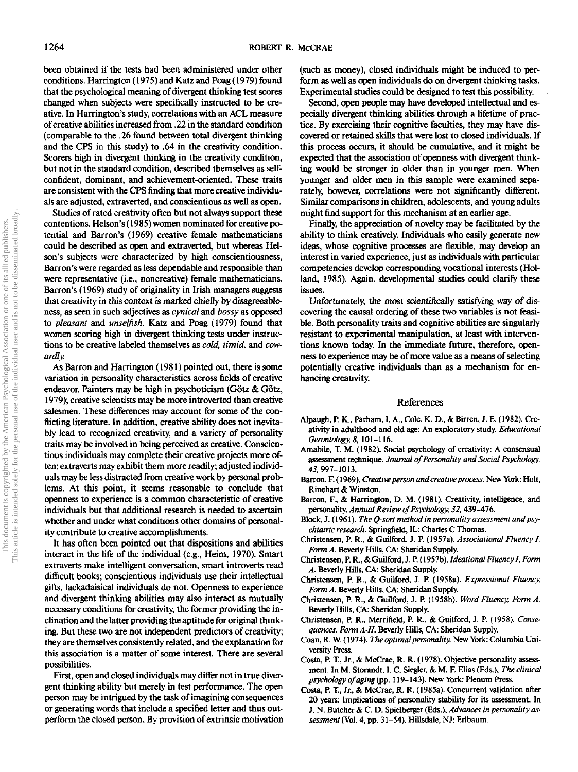been obtained if the tests had been administered under other conditions. Harrington (1975) and Katz and Poag (1979) found that the psychological meaning of divergent thinking test scores changed when subjects were specifically instructed to be creative. In Harrington's study, correlations with an ACL measure of creative abilities increased from .22 in the standard condition (comparable to the .26 found between total divergent thinking and the CPS in this study) to .64 in the creativity condition. Scorers high in divergent thinking in the creativity condition, but not in the standard condition, described themselves as self-confident, dominant, and achievement-oriented. These traits are consistent with the CPS finding that more creative individuals are adjusted, extraverted, and conscientious as well as open.

Studies of rated creativity often but not always support these contentions. Helson's (1985) women nominated for creative potential and Barron's (1969) creative female mathematicians could be described as open and extraverted, but whereas Helson's subjects were characterized by high conscientiousness, Barron's were regarded as less dependable and responsible than were representative (i.e., noncreative) female mathematicians. Barron's (1969) study of originality in Irish managers suggests that creativity in this context is marked chiefly by disagreeableness, as seen in such adjectives as *cynical* and *bossy* as opposed to *pleasant* and *unselfish*. Katz and Poag (1979) found that women scoring high in divergent thinking tests under instructions to be creative labeled themselves as *cold, timid,* and *cowardly.*

As Barron and Harrington (1981) pointed out, there is some variation in personality characteristics across fields of creative endeavor. Painters may be high in psychoticism (Götz & Götz, 1979); creative scientists may be more introverted than creative salesmen. These differences may account for some of the conflicting literature. In addition, creative ability does not inevitably lead to recognized creativity, and a variety of personality traits may be involved in being perceived as creative. Conscientious individuals may complete their creative projects more often; extraverts may exhibit them more readily; adjusted individuals may be less distracted from creative work by personal problems. At this point, it seems reasonable to conclude that openness to experience is a common characteristic of creative individuals but that additional research is needed to ascertain whether and under what conditions other domains of personality contribute to creative accomplishments.

It has often been pointed out that dispositions and abilities interact in the life of the individual (e.g., Heim, 1970). Smart extraverts make intelligent conversation, smart introverts read difficult books; conscientious individuals use their intellectual gifts, lackadaisical individuals do not. Openness to experience and divergent thinking abilities may also interact as mutually necessary conditions for creativity, the former providing the inclination and the latter providing the aptitude for original thinking. But these two are not independent predictors of creativity; they are themselves consistently related, and the explanation for this association is a matter of some interest. There are several possibilities.

First, open and closed individuals may differ not in true divergent thinking ability but merely in test performance. The open person may be intrigued by the task of imagining consequences or generating words that include a specified letter and thus outperform the closed person. By provision of extrinsic motivation (such as money), closed individuals might be induced to perform as well as open individuals do on divergent thinking tasks. Experimental studies could be designed to test this possibility.

Second, open people may have developed intellectual and especially divergent thinking abilities through a lifetime of practice. By exercising their cognitive faculties, they may have discovered or retained skills that were lost to closed individuals. If this process occurs, it should be cumulative, and it might be expected that the association of openness with divergent thinking would be stronger in older than in younger men. When younger and older men in this sample were examined separately, however, correlations were not significantly different. Similar comparisons in children, adolescents, and young adults might find support for this mechanism at an earlier age.

Finally, the appreciation of novelty may be facilitated by the ability to think creatively. Individuals who easily generate new ideas, whose cognitive processes are flexible, may develop an interest in varied experience, just as individuals with particular competencies develop corresponding vocational interests (Holland, 1985). Again, developmental studies could clarify these issues.

Unfortunately, the most scientifically satisfying way of discovering the causal ordering of these two variables is not feasible. Both personality traits and cognitive abilities are singularly resistant to experimental manipulation, at least with interventions known today. In the immediate future, therefore, openness to experience may be of more value as a means of selecting potentially creative individuals than as a mechanism for enhancing creativity.

## References

Alpaugh, P. K., Parham, I. A., Cole, K. D., & Birren, J. E. (1982). Creativity in adulthood and old age: An exploratory study. *Educational Gerontology, 8,* 101–116.

Amabile, T. M. (1982). Social psychology of creativity: A consensual assessment technique. *Journal of Personality and Social Psychology, 43,* 997–1013.

Barron, F. (1969). *Creative person and creative process.* New York: Holt, Rinehart & Winston.

Barron, F., & Harrington, D. M. (1981). Creativity, intelligence, and personality. *Annual Review of Psychology, 32,* 439–476.

Block, J. (1961). *The Q-sort method in personality assessment and psychiatric research.* Springfield, IL: Charles C Thomas.

Christensen, P. R., & Guilford, J. P. (1957a). *Associational Fluency I, Form A.* Beverly Hills, CA: Sheridan Supply.

Christensen, P. R., & Guilford, J. P. (1957b). *Ideational Fluency I, Form A.* Beverly Hills, CA: Sheridan Supply.

Christensen, P. R., & Guilford, J. P. (1958a). *Expressional Fluency, Form A.* Beverly Hills, CA: Sheridan Supply.

Christensen, P. R., & Guilford, J. P. (1958b). *Word Fluency, Form A.* Beverly Hills, CA: Sheridan Supply.

Christensen, P. R., Merrifield, P. R., & Guilford, J. P. (1958). *Consequences, Form A-II.* Beverly Hills, CA: Sheridan Supply.

Coan, R. W. (1974). *The optimal personality.* New York: Columbia University Press.

Costa, P. T., Jr., & McCrae, R. R. (1978). Objective personality assessment. In M. Storandt, I. C. Siegler, & M. F. Elias (Eds.), *The clinical psychology of aging* (pp. 119–143). New York: Plenum Press.

Costa, P. T., Jr., & McCrae, R. R. (1985a). Concurrent validation after 20 years: Implications of personality stability for its assessment. In J. N. Butcher & C. D. Spielberger (Eds.), *Advances in personality assessment* (Vol. 4, pp. 31–54). Hillsdale, NJ: Erlbaum.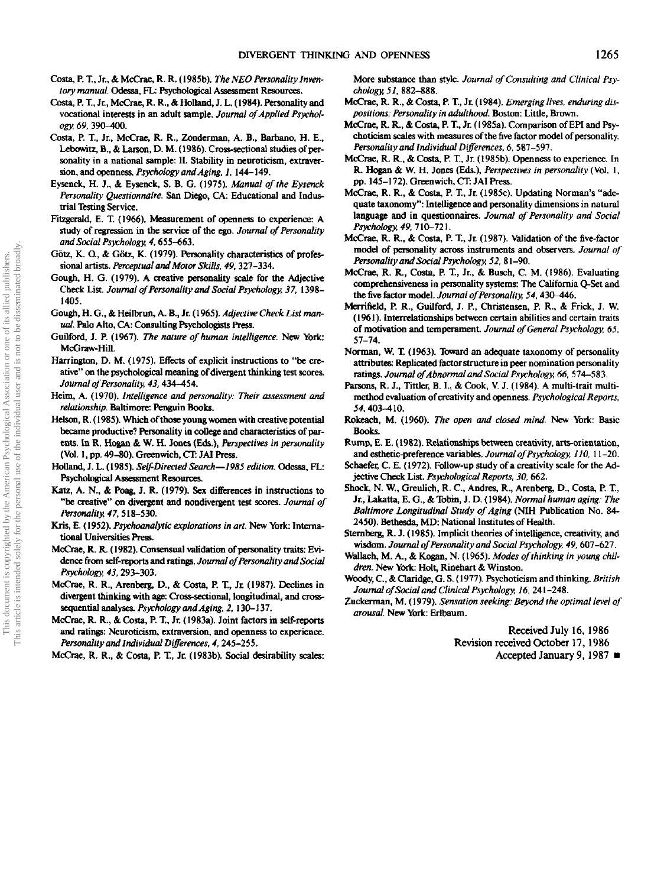Costa, P. T., Jr., & McCrae, R. R. (1985b). *The NEO Personality Inventory manual.* Odessa, FL: Psychological Assessment Resources.

Costa, P. T., Jr., McCrae, R. R., & Holland, J. L. (1984). Personality and vocational interests in an adult sample. *Journal of Applied Psychology, 69,* 390–400.

Costa, P. T., Jr., McCrae, R. R., Zonderman, A. B., Barbano, H. E., Lebowitz, B., & Larson, D. M. (1986). Cross-sectional studies of personality in a national sample: II. Stability in neuroticism, extraversion, and openness. *Psychology and Aging, 1,* 144–149.

Eysenck, H. J., & Eysenck, S. B. G. (1975). *Manual of the Eysenck Personality Questionnaire.* San Diego, CA: Educational and Industrial Testing Service.

Fitzgerald, E. T. (1966). Measurement of openness to experience: A study of regression in the service of the ego. *Journal of Personality and Social Psychology, 4,* 655–663.

Götz, K. O., & Götz, K. (1979). Personality characteristics of professional artists. *Perceptual and Motor Skills, 49,* 327–334.

Gough, H. G. (1979). A creative personality scale for the Adjective Check List. *Journal of Personality and Social Psychology, 37,* 1398–1405.

Gough, H. G., & Heilbrun, A. B., Jr. (1965). *Adjective Check List manual.* Palo Alto, CA: Consulting Psychologists Press.

Guilford, J. P. (1967). *The nature of human intelligence.* New York: McGraw-Hill.

Harrington, D. M. (1975). Effects of explicit instructions to "be creative" on the psychological meaning of divergent thinking test scores. *Journal of Personality, 43,* 434–454.

Heim, A. (1970). *Intelligence and personality: Their assessment and relationship.* Baltimore: Penguin Books.

Helson, R. (1985). Which of those young women with creative potential became productive? Personality in college and characteristics of parents. In R. Hogan & W. H. Jones (Eds.), *Perspectives in personality* (Vol. 1, pp. 49–80). Greenwich, CT: JAI Press.

Holland, J. L. (1985). *Self-Directed Search—1985 edition.* Odessa, FL: Psychological Assessment Resources.

Katz, A. N., & Poag, J. R. (1979). Sex differences in instructions to "be creative" on divergent and nondivergent test scores. *Journal of Personality, 47,* 518–530.

Kris, E. (1952). *Psychoanalytic explorations in art.* New York: International Universities Press.

McCrae, R. R. (1982). Consensual validation of personality traits: Evidence from self-reports and ratings. *Journal of Personality and Social Psychology, 43,* 293–303.

McCrae, R. R., Arenberg, D., & Costa, P. T., Jr. (1987). Declines in divergent thinking with age: Cross-sectional, longitudinal, and cross-sequential analyses. *Psychology and Aging, 2,* 130–137.

McCrae, R. R., & Costa, P. T., Jr. (1983a). Joint factors in self-reports and ratings: Neuroticism, extraversion, and openness to experience. *Personality and Individual Differences, 4,* 245–255.

McCrae, R. R., & Costa, P. T., Jr. (1983b). Social desirability scales: More substance than style. *Journal of Consulting and Clinical Psychology, 51,* 882–888.

McCrae, R. R., & Costa, P. T., Jr. (1984). *Emerging lives, enduring dispositions: Personality in adulthood.* Boston: Little, Brown.

McCrae, R. R., & Costa, P. T., Jr. (1985a). Comparison of EPI and Psychoticism scales with measures of the five factor model of personality. *Personality and Individual Differences, 6,* 587–597.

McCrae, R. R., & Costa, P. T., Jr. (1985b). Openness to experience. In R. Hogan & W. H. Jones (Eds.), *Perspectives in personality* (Vol. 1, pp. 145–172). Greenwich, CT: JAI Press.

McCrae, R. R., & Costa, P. T., Jr. (1985c). Updating Norman's "adequate taxonomy": Intelligence and personality dimensions in natural language and in questionnaires. *Journal of Personality and Social Psychology, 49,* 710–721.

McCrae, R. R., & Costa, P. T., Jr. (1987). Validation of the five-factor model of personality across instruments and observers. *Journal of Personality and Social Psychology, 52,* 81–90.

McCrae, R. R., Costa, P. T., Jr., & Busch, C. M. (1986). Evaluating comprehensiveness in personality systems: The California Q-Set and the five factor model. *Journal of Personality, 54,* 430–446.

Merrifield, P. R., Guilford, J. P., Christensen, P. R., & Frick, J. W. (1961). Interrelationships between certain abilities and certain traits of motivation and temperament. *Journal of General Psychology, 65,* 57–74.

Norman, W. T. (1963). Toward an adequate taxonomy of personality attributes: Replicated factor structure in peer nomination personality ratings. *Journal of Abnormal and Social Psychology, 66,* 574–583.

Parsons, R. J., Tittler, B. I., & Cook, V. J. (1984). A multi-trait multi-method evaluation of creativity and openness. *Psychological Reports, 54,* 403–410.

Rokeach, M. (1960). *The open and closed mind.* New York: Basic Books.

Rump, E. E. (1982). Relationships between creativity, arts-orientation, and esthetic-preference variables. *Journal of Psychology, 110,* 11–20.

Schaefer, C. E. (1972). Follow-up study of a creativity scale for the Adjective Check List. *Psychological Reports, 30,* 662.

Shock, N. W., Greulich, R. C., Andres, R., Arenberg, D., Costa, P. T., Jr., Lakatta, E. G., & Tobin, J. D. (1984). *Normal human aging: The Baltimore Longitudinal Study of Aging* (NIH Publication No. 84-2450). Bethesda, MD: National Institutes of Health.

Sternberg, R. J. (1985). Implicit theories of intelligence, creativity, and wisdom. *Journal of Personality and Social Psychology, 49,* 607–627.

Wallach, M. A., & Kogan, N. (1965). *Modes of thinking in young children.* New York: Holt, Rinehart & Winston.

Woody, C., & Claridge, G. S. (1977). Psychoticism and thinking. *British Journal of Social and Clinical Psychology, 16,* 241–248.

Zuckerman, M. (1979). *Sensation seeking: Beyond the optimal level of arousal.* New York: Erlbaum.

Received July 16, 1986
Revision received October 17, 1986
Accepted January 9, 1987 ■